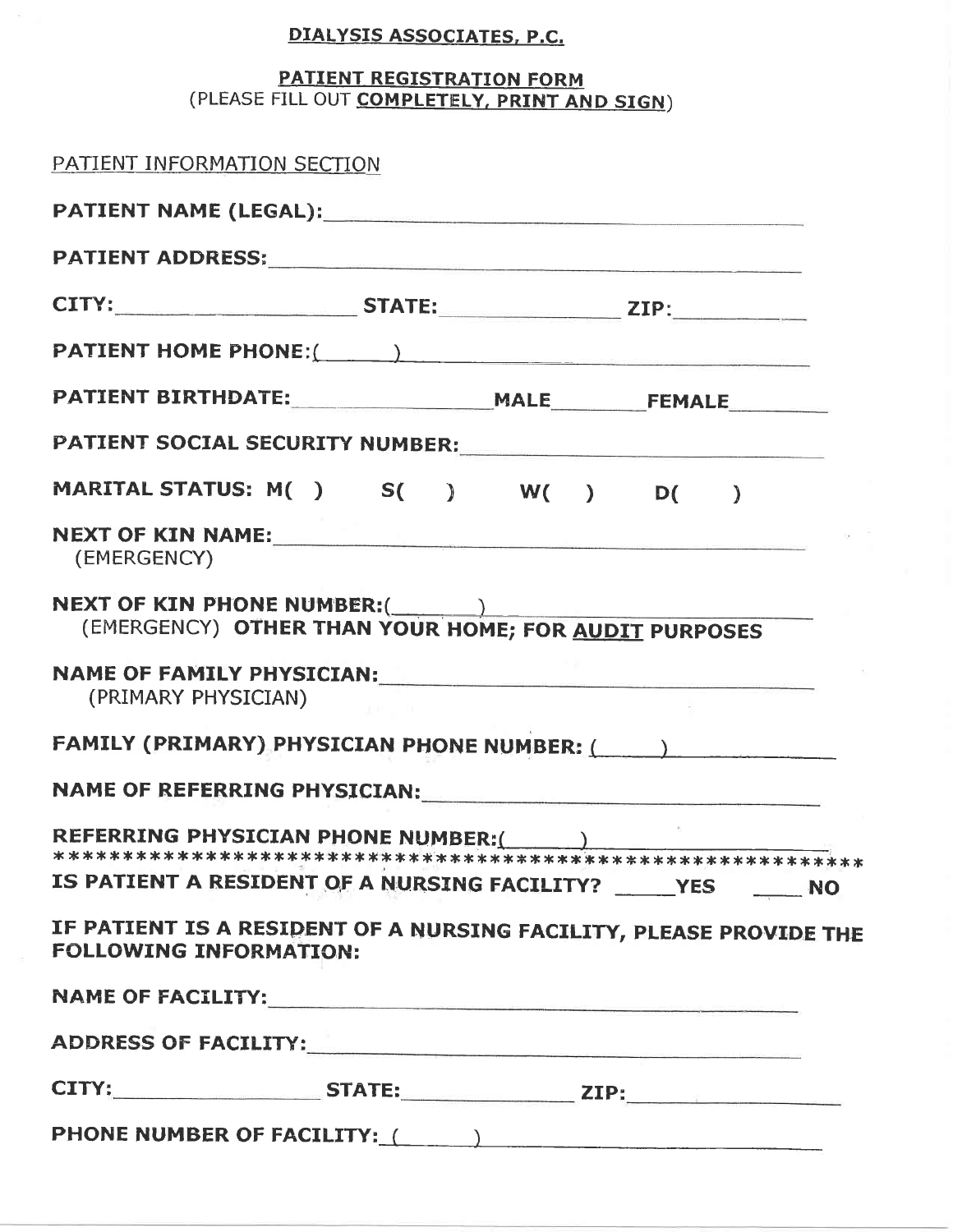# DIALYSIS ASSOCIATES, P.C.

## PATIENT REGISTRATION FORM

(PLEASE FILL OUT **COMPLETELY, PRINT AND SIGN**)

PATIENT INFORMATION SECTION

**PATIENT NAME (LEGAL):** ______________________________

**PATIENT ADDRESS:** ______________________________

**CITY:** ______________ **STATE:** ____________ **ZIP:** __________

**PATIENT HOME PHONE:**(______) ______________________

**PATIENT BIRTHDATE:** ______________ **MALE** ________ **FEMALE** ________

**PATIENT SOCIAL SECURITY NUMBER:** ______________________

**MARITAL STATUS: M( )     S( )     W( )     D( )**

**NEXT OF KIN NAME:** ______________________________
(EMERGENCY)

**NEXT OF KIN PHONE NUMBER:**(_______) ______________________
(EMERGENCY) **OTHER THAN YOUR HOME; FOR AUDIT PURPOSES**

**NAME OF FAMILY PHYSICIAN:** ______________________________
(PRIMARY PHYSICIAN)

**FAMILY (PRIMARY) PHYSICIAN PHONE NUMBER:** (______) ______________

**NAME OF REFERRING PHYSICIAN:** ______________________________

**REFERRING PHYSICIAN PHONE NUMBER:**(______) ______________________

************************************************************

**IS PATIENT A RESIDENT OF A NURSING FACILITY?** _____ **YES** _____ **NO**

**IF PATIENT IS A RESIDENT OF A NURSING FACILITY, PLEASE PROVIDE THE FOLLOWING INFORMATION:**

**NAME OF FACILITY:** ______________________________

**ADDRESS OF FACILITY:** ______________________________

**CITY:** ______________ **STATE:** ____________ **ZIP:** ______________

**PHONE NUMBER OF FACILITY:** (______) ______________________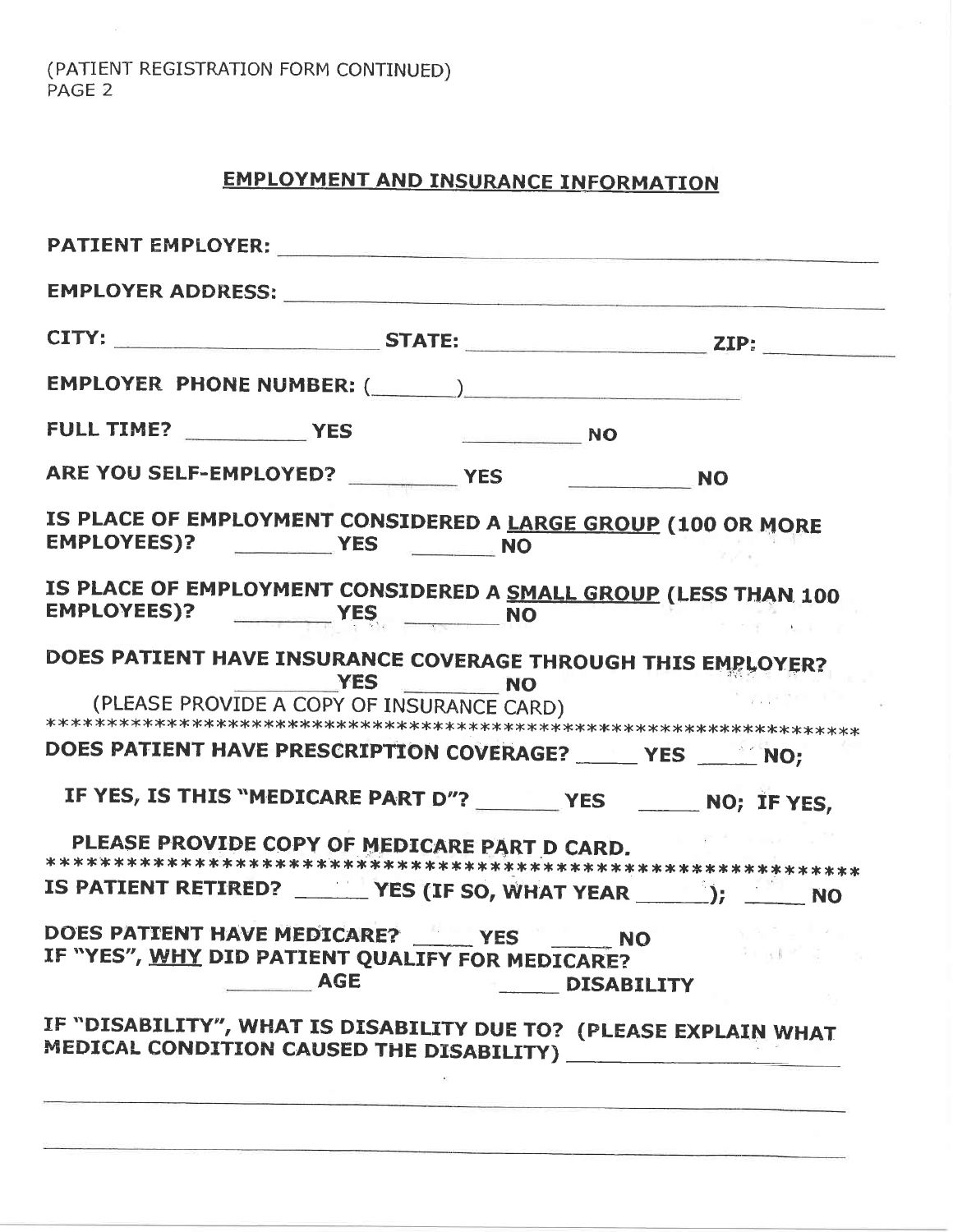(PATIENT REGISTRATION FORM CONTINUED)
PAGE 2

## EMPLOYMENT AND INSURANCE INFORMATION

**PATIENT EMPLOYER:** ____________________________________________

**EMPLOYER ADDRESS:** ____________________________________________

**CITY:** ____________________ **STATE:** ____________________ **ZIP:** __________

**EMPLOYER PHONE NUMBER:** (_______)______________________

**FULL TIME?** __________ **YES** __________ **NO**

**ARE YOU SELF-EMPLOYED?** __________ **YES** __________ **NO**

**IS PLACE OF EMPLOYMENT CONSIDERED A LARGE GROUP (100 OR MORE EMPLOYEES)?** ________ **YES** _______ **NO**

**IS PLACE OF EMPLOYMENT CONSIDERED A SMALL GROUP (LESS THAN 100 EMPLOYEES)?** ________ **YES** _______ **NO**

**DOES PATIENT HAVE INSURANCE COVERAGE THROUGH THIS EMPLOYER?** ________ **YES** _______ **NO**

(PLEASE PROVIDE A COPY OF INSURANCE CARD)

*******************************************************************

**DOES PATIENT HAVE PRESCRIPTION COVERAGE?** _____ **YES** _____ **NO;**

**IF YES, IS THIS "MEDICARE PART D"?** _______ **YES** _____ **NO; IF YES, PLEASE PROVIDE COPY OF MEDICARE PART D CARD.**

*******************************************************************

**IS PATIENT RETIRED?** ______ **YES (IF SO, WHAT YEAR** ______**);** _____ **NO**

**DOES PATIENT HAVE MEDICARE?** _____ **YES** _____ **NO**

**IF "YES", WHY DID PATIENT QUALIFY FOR MEDICARE?**

_______ **AGE** _____ **DISABILITY**

**IF "DISABILITY", WHAT IS DISABILITY DUE TO? (PLEASE EXPLAIN WHAT MEDICAL CONDITION CAUSED THE DISABILITY)** ____________________

____________________________________________________________

____________________________________________________________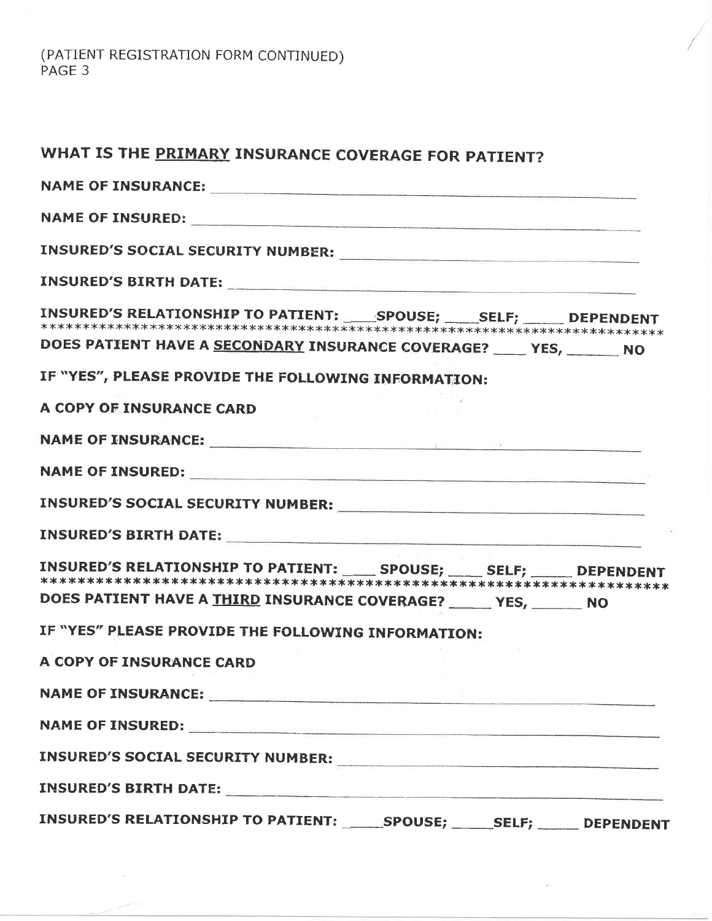(PATIENT REGISTRATION FORM CONTINUED)
PAGE 3

## WHAT IS THE PRIMARY INSURANCE COVERAGE FOR PATIENT?

**NAME OF INSURANCE:** ____________________________________________

**NAME OF INSURED:** ____________________________________________

**INSURED'S SOCIAL SECURITY NUMBER:** ______________________________

**INSURED'S BIRTH DATE:** ________________________________________

**INSURED'S RELATIONSHIP TO PATIENT:** ____SPOUSE; ____SELF; _____ DEPENDENT

********************************************************************

**DOES PATIENT HAVE A SECONDARY INSURANCE COVERAGE?** ____ YES, _______ NO

**IF "YES", PLEASE PROVIDE THE FOLLOWING INFORMATION:**

**A COPY OF INSURANCE CARD**

**NAME OF INSURANCE:** ____________________________________________

**NAME OF INSURED:** ____________________________________________

**INSURED'S SOCIAL SECURITY NUMBER:** ______________________________

**INSURED'S BIRTH DATE:** ________________________________________

**INSURED'S RELATIONSHIP TO PATIENT:** ____ SPOUSE; ____ SELF; _____ DEPENDENT

********************************************************************

**DOES PATIENT HAVE A THIRD INSURANCE COVERAGE?** _____ YES, _______ NO

**IF "YES" PLEASE PROVIDE THE FOLLOWING INFORMATION:**

**A COPY OF INSURANCE CARD**

**NAME OF INSURANCE:** ____________________________________________

**NAME OF INSURED:** ____________________________________________

**INSURED'S SOCIAL SECURITY NUMBER:** ______________________________

**INSURED'S BIRTH DATE:** ________________________________________

**INSURED'S RELATIONSHIP TO PATIENT:** _____SPOUSE; _____SELF; _____ DEPENDENT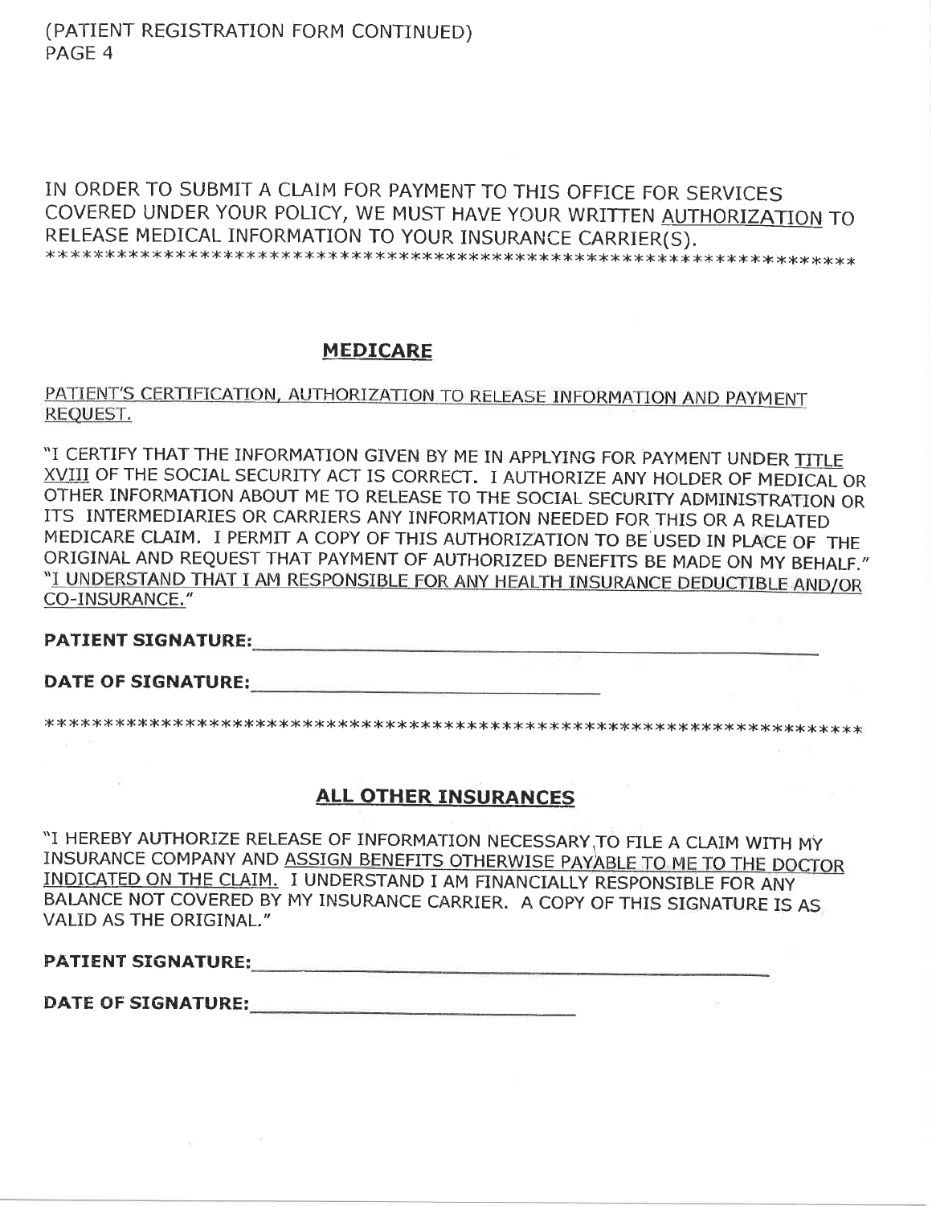(PATIENT REGISTRATION FORM CONTINUED)
PAGE 4

IN ORDER TO SUBMIT A CLAIM FOR PAYMENT TO THIS OFFICE FOR SERVICES COVERED UNDER YOUR POLICY, WE MUST HAVE YOUR WRITTEN AUTHORIZATION TO RELEASE MEDICAL INFORMATION TO YOUR INSURANCE CARRIER(S).

******************************************************************

## MEDICARE

PATIENT'S CERTIFICATION, AUTHORIZATION TO RELEASE INFORMATION AND PAYMENT REQUEST.

"I CERTIFY THAT THE INFORMATION GIVEN BY ME IN APPLYING FOR PAYMENT UNDER TITLE XVIII OF THE SOCIAL SECURITY ACT IS CORRECT. I AUTHORIZE ANY HOLDER OF MEDICAL OR OTHER INFORMATION ABOUT ME TO RELEASE TO THE SOCIAL SECURITY ADMINISTRATION OR ITS INTERMEDIARIES OR CARRIERS ANY INFORMATION NEEDED FOR THIS OR A RELATED MEDICARE CLAIM. I PERMIT A COPY OF THIS AUTHORIZATION TO BE USED IN PLACE OF THE ORIGINAL AND REQUEST THAT PAYMENT OF AUTHORIZED BENEFITS BE MADE ON MY BEHALF." "I UNDERSTAND THAT I AM RESPONSIBLE FOR ANY HEALTH INSURANCE DEDUCTIBLE AND/OR CO-INSURANCE."

**PATIENT SIGNATURE:** ______________________________

**DATE OF SIGNATURE:** ______________________________

******************************************************************

## ALL OTHER INSURANCES

"I HEREBY AUTHORIZE RELEASE OF INFORMATION NECESSARY TO FILE A CLAIM WITH MY INSURANCE COMPANY AND ASSIGN BENEFITS OTHERWISE PAYABLE TO ME TO THE DOCTOR INDICATED ON THE CLAIM. I UNDERSTAND I AM FINANCIALLY RESPONSIBLE FOR ANY BALANCE NOT COVERED BY MY INSURANCE CARRIER. A COPY OF THIS SIGNATURE IS AS VALID AS THE ORIGINAL."

**PATIENT SIGNATURE:** ______________________________

**DATE OF SIGNATURE:** ______________________________